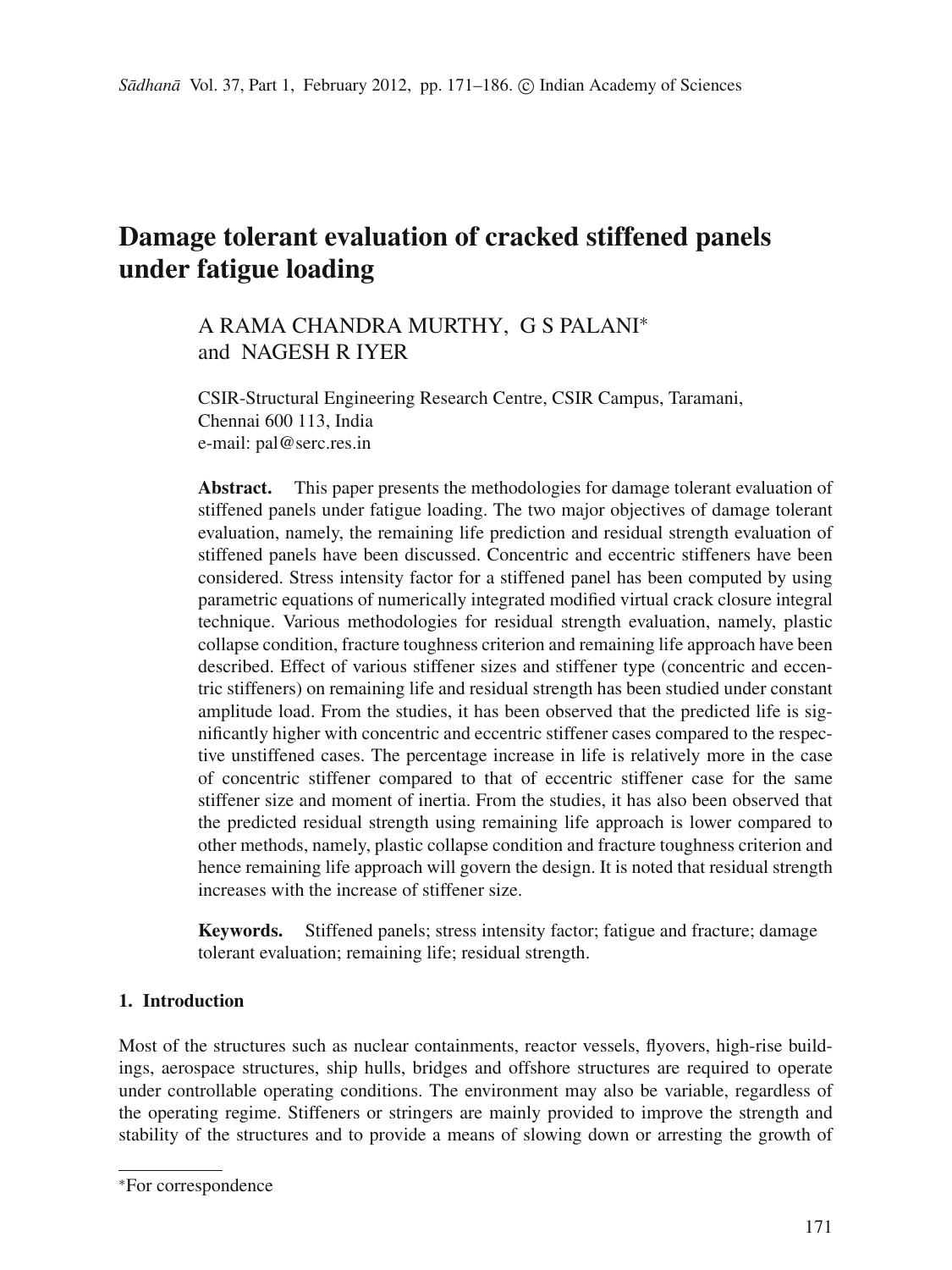# Damage tolerant evaluation of cracked stiffened panels under fatigue loading

A RAMA CHANDRA MURTHY, G S PALANI* and NAGESH R IYER

CSIR-Structural Engineering Research Centre, CSIR Campus, Taramani, Chennai 600 113, India
e-mail: pal@serc.res.in

**Abstract.** This paper presents the methodologies for damage tolerant evaluation of stiffened panels under fatigue loading. The two major objectives of damage tolerant evaluation, namely, the remaining life prediction and residual strength evaluation of stiffened panels have been discussed. Concentric and eccentric stiffeners have been considered. Stress intensity factor for a stiffened panel has been computed by using parametric equations of numerically integrated modified virtual crack closure integral technique. Various methodologies for residual strength evaluation, namely, plastic collapse condition, fracture toughness criterion and remaining life approach have been described. Effect of various stiffener sizes and stiffener type (concentric and eccentric stiffeners) on remaining life and residual strength has been studied under constant amplitude load. From the studies, it has been observed that the predicted life is significantly higher with concentric and eccentric stiffener cases compared to the respective unstiffened cases. The percentage increase in life is relatively more in the case of concentric stiffener compared to that of eccentric stiffener case for the same stiffener size and moment of inertia. From the studies, it has also been observed that the predicted residual strength using remaining life approach is lower compared to other methods, namely, plastic collapse condition and fracture toughness criterion and hence remaining life approach will govern the design. It is noted that residual strength increases with the increase of stiffener size.

**Keywords.** Stiffened panels; stress intensity factor; fatigue and fracture; damage tolerant evaluation; remaining life; residual strength.

## 1. Introduction

Most of the structures such as nuclear containments, reactor vessels, flyovers, high-rise buildings, aerospace structures, ship hulls, bridges and offshore structures are required to operate under controllable operating conditions. The environment may also be variable, regardless of the operating regime. Stiffeners or stringers are mainly provided to improve the strength and stability of the structures and to provide a means of slowing down or arresting the growth of

*For correspondence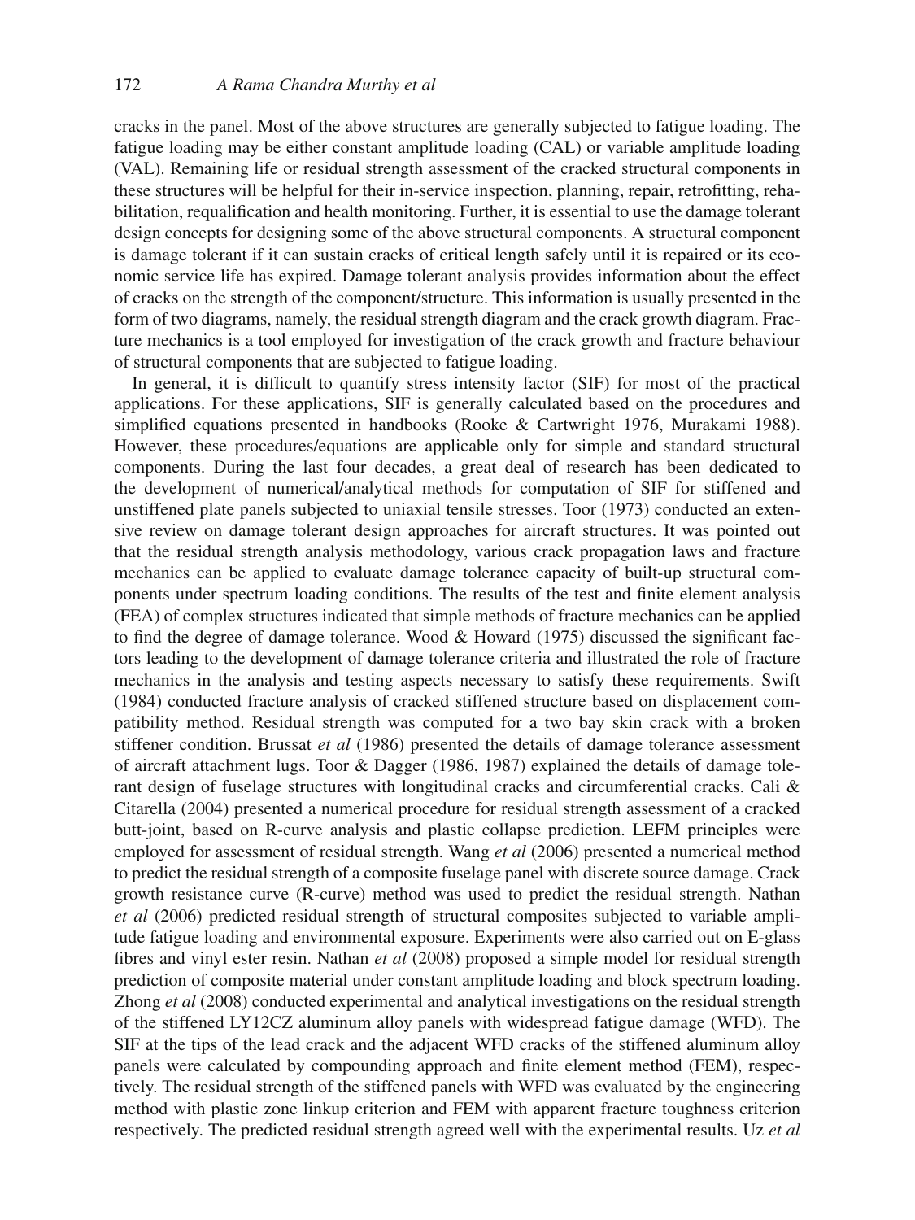cracks in the panel. Most of the above structures are generally subjected to fatigue loading. The fatigue loading may be either constant amplitude loading (CAL) or variable amplitude loading (VAL). Remaining life or residual strength assessment of the cracked structural components in these structures will be helpful for their in-service inspection, planning, repair, retrofitting, rehabilitation, requalification and health monitoring. Further, it is essential to use the damage tolerant design concepts for designing some of the above structural components. A structural component is damage tolerant if it can sustain cracks of critical length safely until it is repaired or its economic service life has expired. Damage tolerant analysis provides information about the effect of cracks on the strength of the component/structure. This information is usually presented in the form of two diagrams, namely, the residual strength diagram and the crack growth diagram. Fracture mechanics is a tool employed for investigation of the crack growth and fracture behaviour of structural components that are subjected to fatigue loading.

In general, it is difficult to quantify stress intensity factor (SIF) for most of the practical applications. For these applications, SIF is generally calculated based on the procedures and simplified equations presented in handbooks (Rooke & Cartwright 1976, Murakami 1988). However, these procedures/equations are applicable only for simple and standard structural components. During the last four decades, a great deal of research has been dedicated to the development of numerical/analytical methods for computation of SIF for stiffened and unstiffened plate panels subjected to uniaxial tensile stresses. Toor (1973) conducted an extensive review on damage tolerant design approaches for aircraft structures. It was pointed out that the residual strength analysis methodology, various crack propagation laws and fracture mechanics can be applied to evaluate damage tolerance capacity of built-up structural components under spectrum loading conditions. The results of the test and finite element analysis (FEA) of complex structures indicated that simple methods of fracture mechanics can be applied to find the degree of damage tolerance. Wood & Howard (1975) discussed the significant factors leading to the development of damage tolerance criteria and illustrated the role of fracture mechanics in the analysis and testing aspects necessary to satisfy these requirements. Swift (1984) conducted fracture analysis of cracked stiffened structure based on displacement compatibility method. Residual strength was computed for a two bay skin crack with a broken stiffener condition. Brussat *et al* (1986) presented the details of damage tolerance assessment of aircraft attachment lugs. Toor & Dagger (1986, 1987) explained the details of damage tolerant design of fuselage structures with longitudinal cracks and circumferential cracks. Cali & Citarella (2004) presented a numerical procedure for residual strength assessment of a cracked butt-joint, based on R-curve analysis and plastic collapse prediction. LEFM principles were employed for assessment of residual strength. Wang *et al* (2006) presented a numerical method to predict the residual strength of a composite fuselage panel with discrete source damage. Crack growth resistance curve (R-curve) method was used to predict the residual strength. Nathan *et al* (2006) predicted residual strength of structural composites subjected to variable amplitude fatigue loading and environmental exposure. Experiments were also carried out on E-glass fibres and vinyl ester resin. Nathan *et al* (2008) proposed a simple model for residual strength prediction of composite material under constant amplitude loading and block spectrum loading. Zhong *et al* (2008) conducted experimental and analytical investigations on the residual strength of the stiffened LY12CZ aluminum alloy panels with widespread fatigue damage (WFD). The SIF at the tips of the lead crack and the adjacent WFD cracks of the stiffened aluminum alloy panels were calculated by compounding approach and finite element method (FEM), respectively. The residual strength of the stiffened panels with WFD was evaluated by the engineering method with plastic zone linkup criterion and FEM with apparent fracture toughness criterion respectively. The predicted residual strength agreed well with the experimental results. Uz *et al*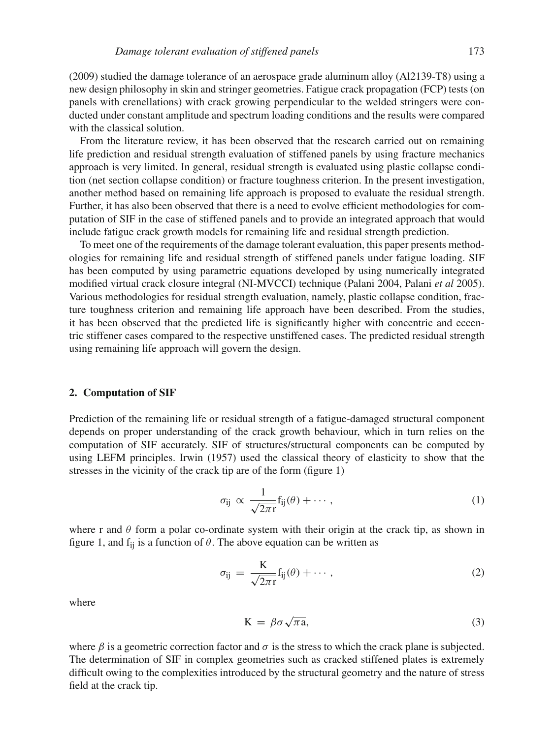(2009) studied the damage tolerance of an aerospace grade aluminum alloy (Al2139-T8) using a new design philosophy in skin and stringer geometries. Fatigue crack propagation (FCP) tests (on panels with crenellations) with crack growing perpendicular to the welded stringers were conducted under constant amplitude and spectrum loading conditions and the results were compared with the classical solution.

From the literature review, it has been observed that the research carried out on remaining life prediction and residual strength evaluation of stiffened panels by using fracture mechanics approach is very limited. In general, residual strength is evaluated using plastic collapse condition (net section collapse condition) or fracture toughness criterion. In the present investigation, another method based on remaining life approach is proposed to evaluate the residual strength. Further, it has also been observed that there is a need to evolve efficient methodologies for computation of SIF in the case of stiffened panels and to provide an integrated approach that would include fatigue crack growth models for remaining life and residual strength prediction.

To meet one of the requirements of the damage tolerant evaluation, this paper presents methodologies for remaining life and residual strength of stiffened panels under fatigue loading. SIF has been computed by using parametric equations developed by using numerically integrated modified virtual crack closure integral (NI-MVCCI) technique (Palani 2004, Palani *et al* 2005). Various methodologies for residual strength evaluation, namely, plastic collapse condition, fracture toughness criterion and remaining life approach have been described. From the studies, it has been observed that the predicted life is significantly higher with concentric and eccentric stiffener cases compared to the respective unstiffened cases. The predicted residual strength using remaining life approach will govern the design.

## 2. Computation of SIF

Prediction of the remaining life or residual strength of a fatigue-damaged structural component depends on proper understanding of the crack growth behaviour, which in turn relies on the computation of SIF accurately. SIF of structures/structural components can be computed by using LEFM principles. Irwin (1957) used the classical theory of elasticity to show that the stresses in the vicinity of the crack tip are of the form (figure 1)

$$\sigma_{ij} \propto \frac{1}{\sqrt{2\pi r}} f_{ij}(\theta) + \cdots , \tag{1}$$

where r and $\theta$ form a polar co-ordinate system with their origin at the crack tip, as shown in figure 1, and $f_{ij}$ is a function of $\theta$. The above equation can be written as

$$\sigma_{ij} = \frac{K}{\sqrt{2\pi r}} f_{ij}(\theta) + \cdots , \tag{2}$$

where

$$K = \beta \sigma \sqrt{\pi a}, \tag{3}$$

where $\beta$ is a geometric correction factor and $\sigma$ is the stress to which the crack plane is subjected. The determination of SIF in complex geometries such as cracked stiffened plates is extremely difficult owing to the complexities introduced by the structural geometry and the nature of stress field at the crack tip.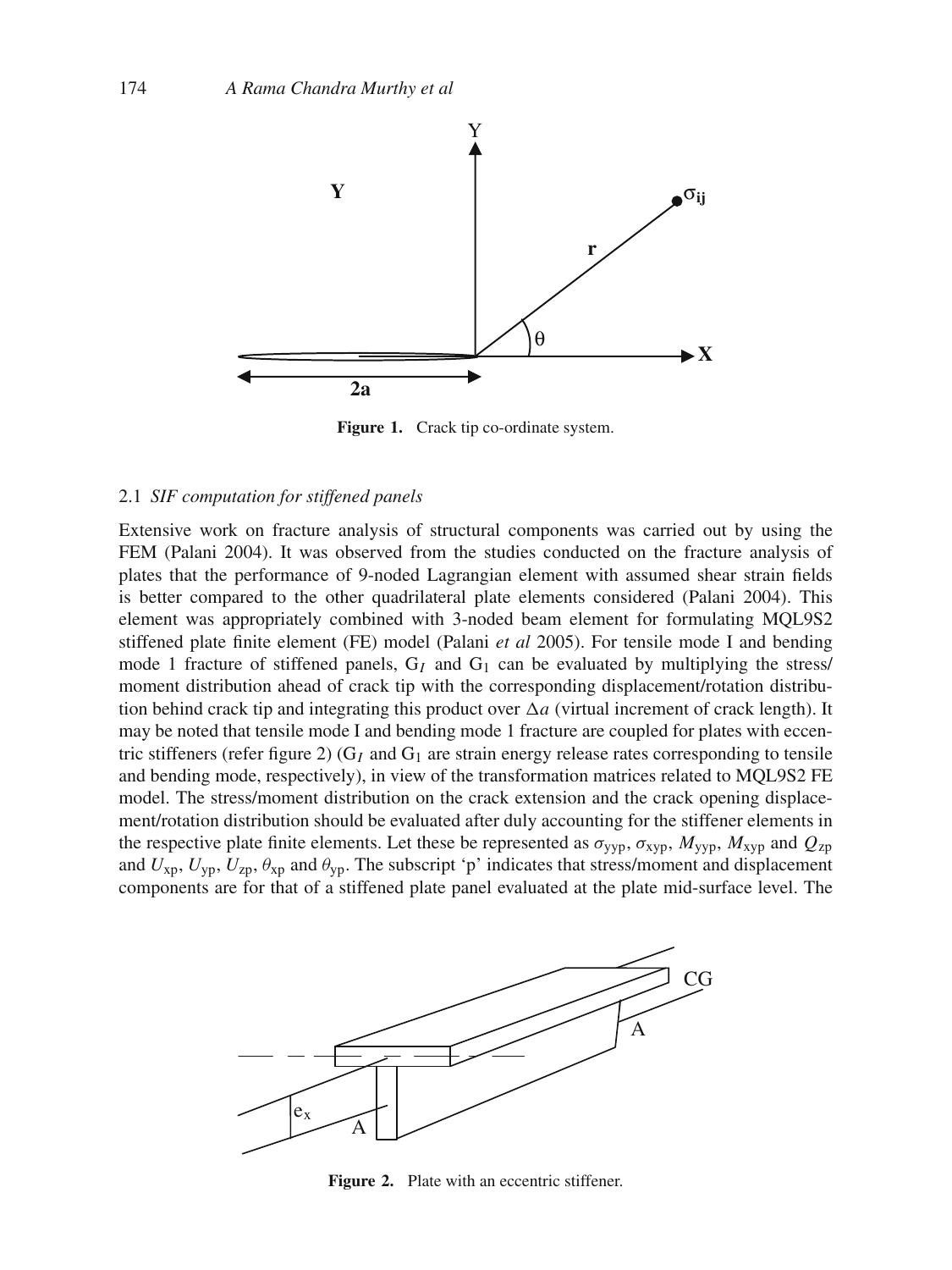**Figure 1.** Crack tip co-ordinate system.

### 2.1 *SIF computation for stiffened panels*

Extensive work on fracture analysis of structural components was carried out by using the FEM (Palani 2004). It was observed from the studies conducted on the fracture analysis of plates that the performance of 9-noded Lagrangian element with assumed shear strain fields is better compared to the other quadrilateral plate elements considered (Palani 2004). This element was appropriately combined with 3-noded beam element for formulating MQL9S2 stiffened plate finite element (FE) model (Palani *et al* 2005). For tensile mode I and bending mode 1 fracture of stiffened panels, $G_I$ and $G_1$ can be evaluated by multiplying the stress/moment distribution ahead of crack tip with the corresponding displacement/rotation distribution behind crack tip and integrating this product over $\Delta a$ (virtual increment of crack length). It may be noted that tensile mode I and bending mode 1 fracture are coupled for plates with eccentric stiffeners (refer figure 2) ($G_I$ and $G_1$ are strain energy release rates corresponding to tensile and bending mode, respectively), in view of the transformation matrices related to MQL9S2 FE model. The stress/moment distribution on the crack extension and the crack opening displacement/rotation distribution should be evaluated after duly accounting for the stiffener elements in the respective plate finite elements. Let these be represented as $\sigma_{yyp}$, $\sigma_{xyp}$, $M_{yyp}$, $M_{xyp}$ and $Q_{zp}$ and $U_{xp}$, $U_{yp}$, $U_{zp}$, $\theta_{xp}$ and $\theta_{yp}$. The subscript 'p' indicates that stress/moment and displacement components are for that of a stiffened plate panel evaluated at the plate mid-surface level. The

**Figure 2.** Plate with an eccentric stiffener.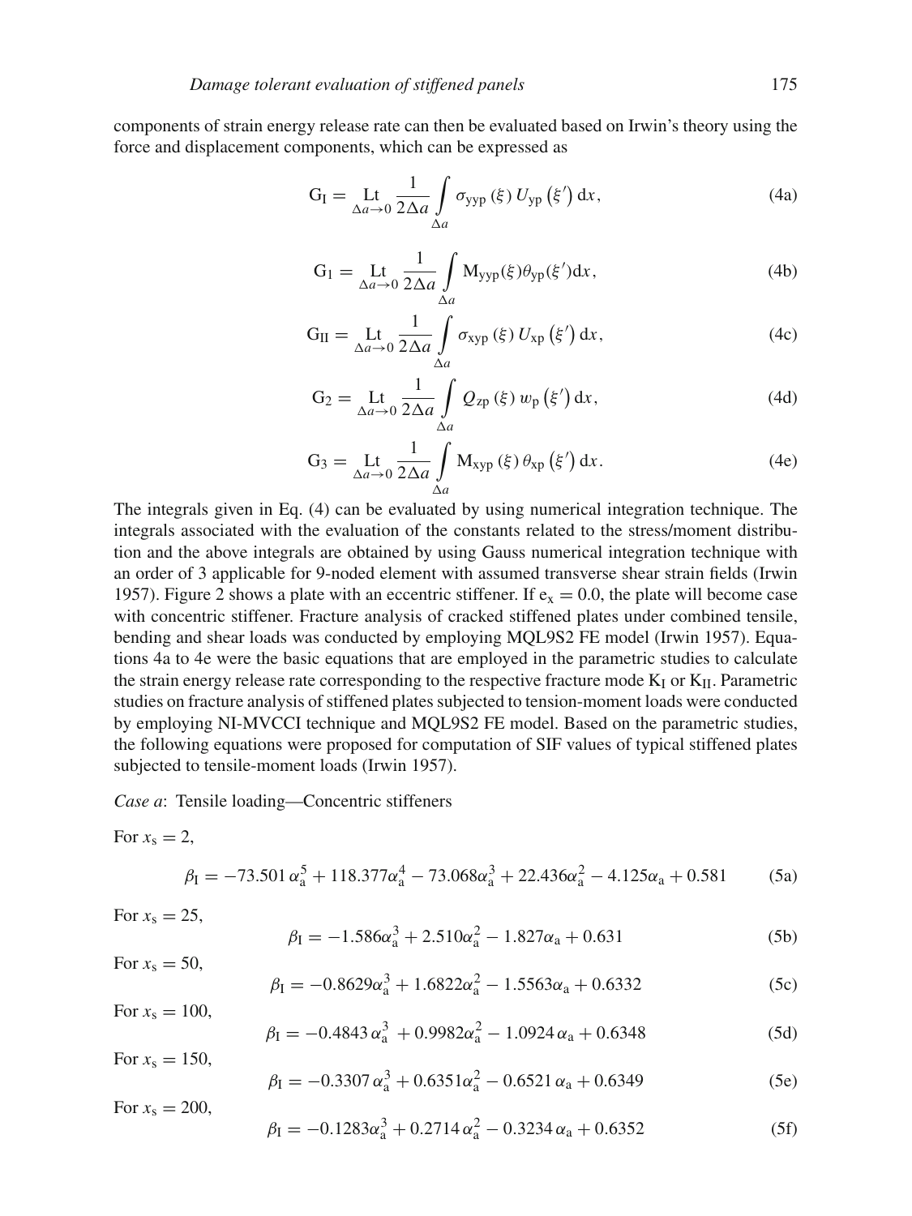components of strain energy release rate can then be evaluated based on Irwin's theory using the force and displacement components, which can be expressed as

$$G_I = \underset{\Delta a \to 0}{\text{Lt}} \frac{1}{2\Delta a} \int\limits_{\Delta a} \sigma_{yyp}(\xi)\, U_{yp}(\xi')\, dx, \tag{4a}$$

$$G_1 = \underset{\Delta a \to 0}{\text{Lt}} \frac{1}{2\Delta a} \int\limits_{\Delta a} M_{yyp}(\xi)\theta_{yp}(\xi')dx, \tag{4b}$$

$$G_{II} = \underset{\Delta a \to 0}{\text{Lt}} \frac{1}{2\Delta a} \int\limits_{\Delta a} \sigma_{xyp}(\xi)\, U_{xp}(\xi')\, dx, \tag{4c}$$

$$G_2 = \underset{\Delta a \to 0}{\text{Lt}} \frac{1}{2\Delta a} \int\limits_{\Delta a} Q_{zp}(\xi)\, w_p(\xi')\, dx, \tag{4d}$$

$$G_3 = \underset{\Delta a \to 0}{\text{Lt}} \frac{1}{2\Delta a} \int\limits_{\Delta a} M_{xyp}(\xi)\, \theta_{xp}(\xi')\, dx. \tag{4e}$$

The integrals given in Eq. (4) can be evaluated by using numerical integration technique. The integrals associated with the evaluation of the constants related to the stress/moment distribution and the above integrals are obtained by using Gauss numerical integration technique with an order of 3 applicable for 9-noded element with assumed transverse shear strain fields (Irwin 1957). Figure 2 shows a plate with an eccentric stiffener. If $e_x = 0.0$, the plate will become case with concentric stiffener. Fracture analysis of cracked stiffened plates under combined tensile, bending and shear loads was conducted by employing MQL9S2 FE model (Irwin 1957). Equations 4a to 4e were the basic equations that are employed in the parametric studies to calculate the strain energy release rate corresponding to the respective fracture mode $K_I$ or $K_{II}$. Parametric studies on fracture analysis of stiffened plates subjected to tension-moment loads were conducted by employing NI-MVCCI technique and MQL9S2 FE model. Based on the parametric studies, the following equations were proposed for computation of SIF values of typical stiffened plates subjected to tensile-moment loads (Irwin 1957).

*Case a*: Tensile loading—Concentric stiffeners

For $x_s = 2$,

$$\beta_I = -73.501\,\alpha_a^5 + 118.377\alpha_a^4 - 73.068\alpha_a^3 + 22.436\alpha_a^2 - 4.125\alpha_a + 0.581 \tag{5a}$$

For $x_s = 25$,

$$\beta_I = -1.586\alpha_a^3 + 2.510\alpha_a^2 - 1.827\alpha_a + 0.631 \tag{5b}$$

For $x_s = 50$,

$$\beta_I = -0.8629\alpha_a^3 + 1.6822\alpha_a^2 - 1.5563\alpha_a + 0.6332 \tag{5c}$$

For $x_s = 100$,

$$\beta_I = -0.4843\,\alpha_a^3 + 0.9982\alpha_a^2 - 1.0924\,\alpha_a + 0.6348 \tag{5d}$$

For $x_s = 150$,

$$\beta_I = -0.3307\,\alpha_a^3 + 0.6351\alpha_a^2 - 0.6521\,\alpha_a + 0.6349 \tag{5e}$$

For $x_s = 200$,

$$\beta_I = -0.1283\alpha_a^3 + 0.2714\,\alpha_a^2 - 0.3234\,\alpha_a + 0.6352 \tag{5f}$$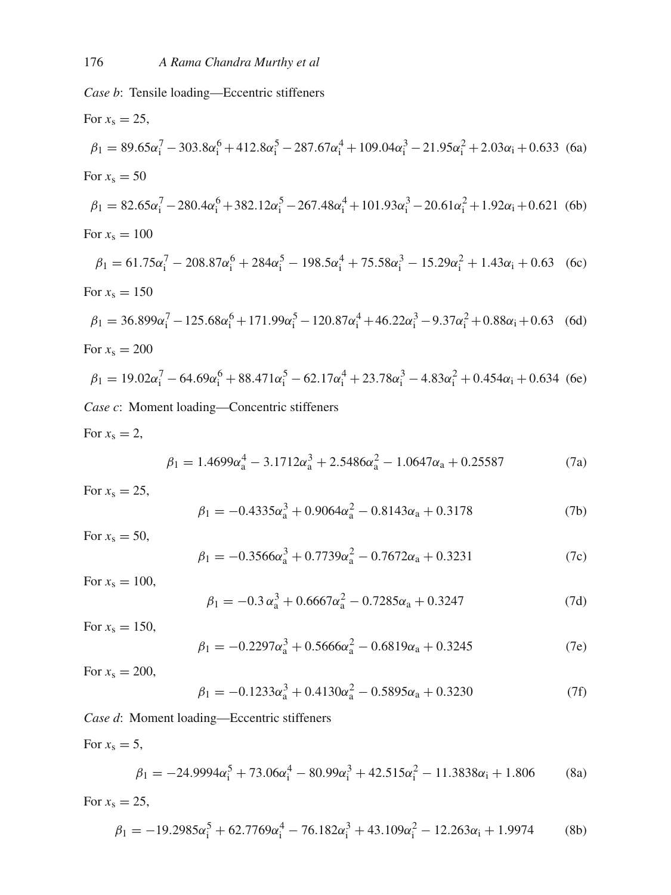*Case b*: Tensile loading—Eccentric stiffeners

For $x_s = 25$,

$$\beta_1 = 89.65\alpha_i^7 - 303.8\alpha_i^6 + 412.8\alpha_i^5 - 287.67\alpha_i^4 + 109.04\alpha_i^3 - 21.95\alpha_i^2 + 2.03\alpha_i + 0.633 \quad (6a)$$

For $x_s = 50$

$$\beta_1 = 82.65\alpha_i^7 - 280.4\alpha_i^6 + 382.12\alpha_i^5 - 267.48\alpha_i^4 + 101.93\alpha_i^3 - 20.61\alpha_i^2 + 1.92\alpha_i + 0.621 \quad (6b)$$

For $x_s = 100$

$$\beta_1 = 61.75\alpha_i^7 - 208.87\alpha_i^6 + 284\alpha_i^5 - 198.5\alpha_i^4 + 75.58\alpha_i^3 - 15.29\alpha_i^2 + 1.43\alpha_i + 0.63 \quad (6c)$$

For $x_s = 150$

$$\beta_1 = 36.899\alpha_i^7 - 125.68\alpha_i^6 + 171.99\alpha_i^5 - 120.87\alpha_i^4 + 46.22\alpha_i^3 - 9.37\alpha_i^2 + 0.88\alpha_i + 0.63 \quad (6d)$$

For $x_s = 200$

$$\beta_1 = 19.02\alpha_i^7 - 64.69\alpha_i^6 + 88.471\alpha_i^5 - 62.17\alpha_i^4 + 23.78\alpha_i^3 - 4.83\alpha_i^2 + 0.454\alpha_i + 0.634 \quad (6e)$$

*Case c*: Moment loading—Concentric stiffeners

For $x_s = 2$,

$$\beta_1 = 1.4699\alpha_a^4 - 3.1712\alpha_a^3 + 2.5486\alpha_a^2 - 1.0647\alpha_a + 0.25587 \quad (7a)$$

For $x_s = 25$,

$$\beta_1 = -0.4335\alpha_a^3 + 0.9064\alpha_a^2 - 0.8143\alpha_a + 0.3178 \quad (7b)$$

For $x_s = 50$,

$$\beta_1 = -0.3566\alpha_a^3 + 0.7739\alpha_a^2 - 0.7672\alpha_a + 0.3231 \quad (7c)$$

For $x_s = 100$,

$$\beta_1 = -0.3\,\alpha_a^3 + 0.6667\alpha_a^2 - 0.7285\alpha_a + 0.3247 \quad (7d)$$

For $x_s = 150$,

$$\beta_1 = -0.2297\alpha_a^3 + 0.5666\alpha_a^2 - 0.6819\alpha_a + 0.3245 \quad (7e)$$

For $x_s = 200$,

$$\beta_1 = -0.1233\alpha_a^3 + 0.4130\alpha_a^2 - 0.5895\alpha_a + 0.3230 \quad (7f)$$

*Case d*: Moment loading—Eccentric stiffeners

For $x_s = 5$,

$$\beta_1 = -24.9994\alpha_i^5 + 73.06\alpha_i^4 - 80.99\alpha_i^3 + 42.515\alpha_i^2 - 11.3838\alpha_i + 1.806 \quad (8a)$$

For $x_s = 25$,

$$\beta_1 = -19.2985\alpha_i^5 + 62.7769\alpha_i^4 - 76.182\alpha_i^3 + 43.109\alpha_i^2 - 12.263\alpha_i + 1.9974 \quad (8b)$$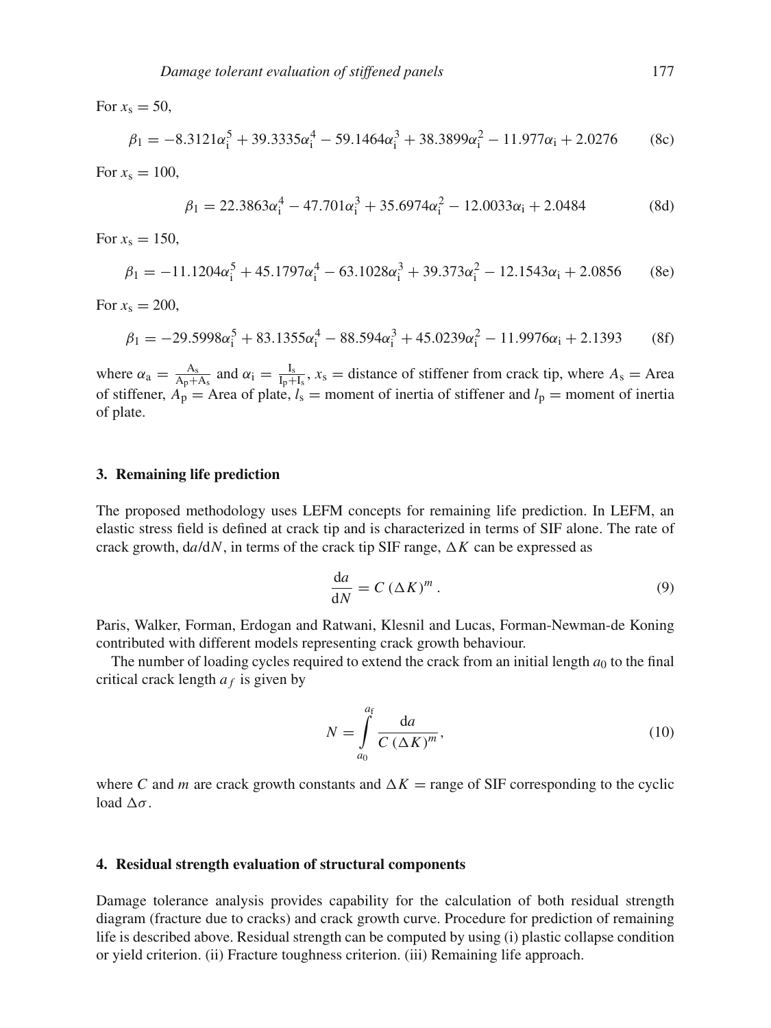For $x_s = 50$,

$$\beta_1 = -8.3121\alpha_i^5 + 39.3335\alpha_i^4 - 59.1464\alpha_i^3 + 38.3899\alpha_i^2 - 11.977\alpha_i + 2.0276 \tag{8c}$$

For $x_s = 100$,

$$\beta_1 = 22.3863\alpha_i^4 - 47.701\alpha_i^3 + 35.6974\alpha_i^2 - 12.0033\alpha_i + 2.0484 \tag{8d}$$

For $x_s = 150$,

$$\beta_1 = -11.1204\alpha_i^5 + 45.1797\alpha_i^4 - 63.1028\alpha_i^3 + 39.373\alpha_i^2 - 12.1543\alpha_i + 2.0856 \tag{8e}$$

For $x_s = 200$,

$$\beta_1 = -29.5998\alpha_i^5 + 83.1355\alpha_i^4 - 88.594\alpha_i^3 + 45.0239\alpha_i^2 - 11.9976\alpha_i + 2.1393 \tag{8f}$$

where $\alpha_a = \frac{A_s}{A_p + A_s}$ and $\alpha_i = \frac{I_s}{I_p + I_s}$, $x_s$ = distance of stiffener from crack tip, where $A_s$ = Area of stiffener, $A_p$ = Area of plate, $l_s$ = moment of inertia of stiffener and $l_p$ = moment of inertia of plate.

## 3. Remaining life prediction

The proposed methodology uses LEFM concepts for remaining life prediction. In LEFM, an elastic stress field is defined at crack tip and is characterized in terms of SIF alone. The rate of crack growth, $da/dN$, in terms of the crack tip SIF range, $\Delta K$ can be expressed as

$$\frac{da}{dN} = C\,(\Delta K)^m\,. \tag{9}$$

Paris, Walker, Forman, Erdogan and Ratwani, Klesnil and Lucas, Forman-Newman-de Koning contributed with different models representing crack growth behaviour.

The number of loading cycles required to extend the crack from an initial length $a_0$ to the final critical crack length $a_f$ is given by

$$N = \int_{a_0}^{a_f} \frac{da}{C\,(\Delta K)^m}, \tag{10}$$

where $C$ and $m$ are crack growth constants and $\Delta K$ = range of SIF corresponding to the cyclic load $\Delta\sigma$.

## 4. Residual strength evaluation of structural components

Damage tolerance analysis provides capability for the calculation of both residual strength diagram (fracture due to cracks) and crack growth curve. Procedure for prediction of remaining life is described above. Residual strength can be computed by using (i) plastic collapse condition or yield criterion. (ii) Fracture toughness criterion. (iii) Remaining life approach.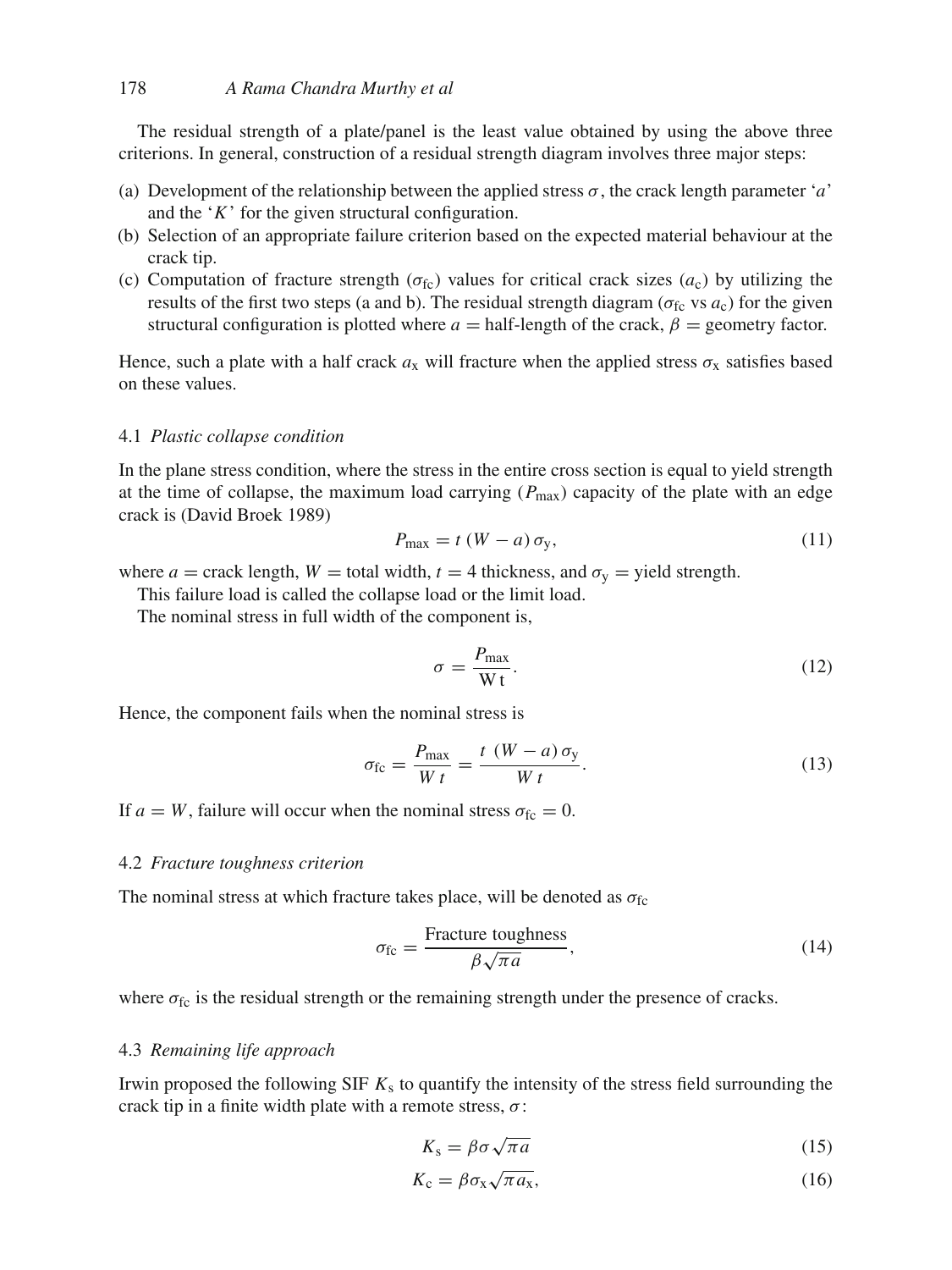The residual strength of a plate/panel is the least value obtained by using the above three criterions. In general, construction of a residual strength diagram involves three major steps:

(a) Development of the relationship between the applied stress $\sigma$, the crack length parameter '$a$' and the '$K$' for the given structural configuration.
(b) Selection of an appropriate failure criterion based on the expected material behaviour at the crack tip.
(c) Computation of fracture strength ($\sigma_{fc}$) values for critical crack sizes ($a_c$) by utilizing the results of the first two steps (a and b). The residual strength diagram ($\sigma_{fc}$ vs $a_c$) for the given structural configuration is plotted where $a$ = half-length of the crack, $\beta$ = geometry factor.

Hence, such a plate with a half crack $a_x$ will fracture when the applied stress $\sigma_x$ satisfies based on these values.

### 4.1 *Plastic collapse condition*

In the plane stress condition, where the stress in the entire cross section is equal to yield strength at the time of collapse, the maximum load carrying ($P_{max}$) capacity of the plate with an edge crack is (David Broek 1989)

$$P_{max} = t\,(W - a)\,\sigma_y, \tag{11}$$

where $a$ = crack length, $W$ = total width, $t$ = 4 thickness, and $\sigma_y$ = yield strength.

This failure load is called the collapse load or the limit load.

The nominal stress in full width of the component is,

$$\sigma = \frac{P_{max}}{\mathrm{W\,t}}. \tag{12}$$

Hence, the component fails when the nominal stress is

$$\sigma_{fc} = \frac{P_{max}}{W\,t} = \frac{t\;(W - a)\,\sigma_y}{W\,t}. \tag{13}$$

If $a = W$, failure will occur when the nominal stress $\sigma_{fc} = 0$.

### 4.2 *Fracture toughness criterion*

The nominal stress at which fracture takes place, will be denoted as $\sigma_{fc}$

$$\sigma_{fc} = \frac{\text{Fracture toughness}}{\beta\sqrt{\pi a}}, \tag{14}$$

where $\sigma_{fc}$ is the residual strength or the remaining strength under the presence of cracks.

### 4.3 *Remaining life approach*

Irwin proposed the following SIF $K_s$ to quantify the intensity of the stress field surrounding the crack tip in a finite width plate with a remote stress, $\sigma$:

$$K_s = \beta\sigma\sqrt{\pi a} \tag{15}$$

$$K_c = \beta\sigma_x\sqrt{\pi a_x}, \tag{16}$$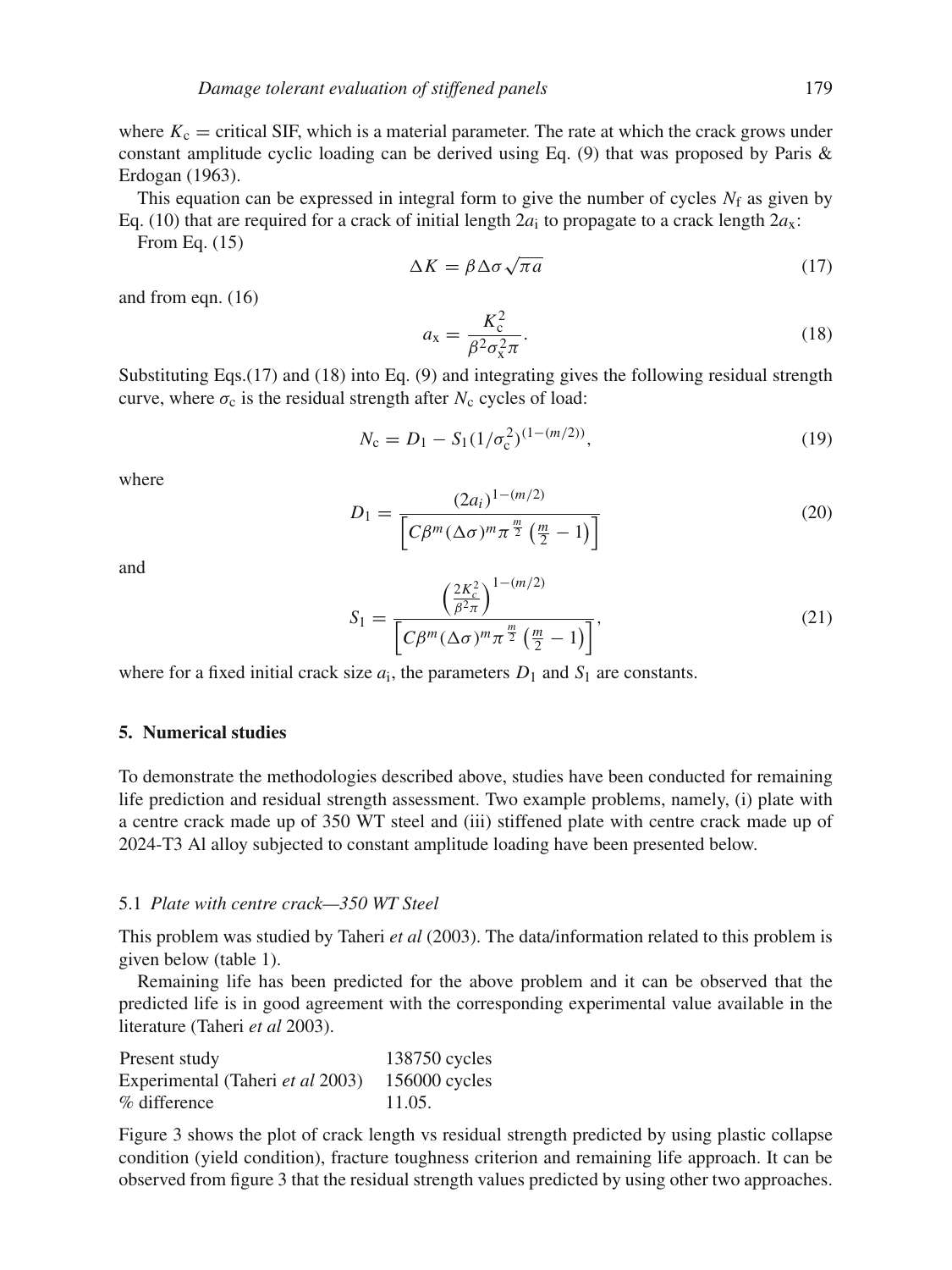where $K_c$ = critical SIF, which is a material parameter. The rate at which the crack grows under constant amplitude cyclic loading can be derived using Eq. (9) that was proposed by Paris & Erdogan (1963).

This equation can be expressed in integral form to give the number of cycles $N_f$ as given by Eq. (10) that are required for a crack of initial length $2a_i$ to propagate to a crack length $2a_x$:

From Eq. (15)

$$\Delta K = \beta \Delta \sigma \sqrt{\pi a} \tag{17}$$

and from eqn. (16)

$$a_x = \frac{K_c^2}{\beta^2 \sigma_x^2 \pi}. \tag{18}$$

Substituting Eqs.(17) and (18) into Eq. (9) and integrating gives the following residual strength curve, where $\sigma_c$ is the residual strength after $N_c$ cycles of load:

$$N_c = D_1 - S_1 (1/\sigma_c^2)^{(1-(m/2))}, \tag{19}$$

where

$$D_1 = \frac{(2a_i)^{1-(m/2)}}{\left[C \beta^m (\Delta \sigma)^m \pi^{\frac{m}{2}} \left(\frac{m}{2} - 1\right)\right]} \tag{20}$$

and

$$S_1 = \frac{\left(\frac{2K_c^2}{\beta^2 \pi}\right)^{1-(m/2)}}{\left[C \beta^m (\Delta \sigma)^m \pi^{\frac{m}{2}} \left(\frac{m}{2} - 1\right)\right]}, \tag{21}$$

where for a fixed initial crack size $a_i$, the parameters $D_1$ and $S_1$ are constants.

## 5. Numerical studies

To demonstrate the methodologies described above, studies have been conducted for remaining life prediction and residual strength assessment. Two example problems, namely, (i) plate with a centre crack made up of 350 WT steel and (iii) stiffened plate with centre crack made up of 2024-T3 Al alloy subjected to constant amplitude loading have been presented below.

### 5.1 *Plate with centre crack—350 WT Steel*

This problem was studied by Taheri *et al* (2003). The data/information related to this problem is given below (table 1).

Remaining life has been predicted for the above problem and it can be observed that the predicted life is in good agreement with the corresponding experimental value available in the literature (Taheri *et al* 2003).

| | |
|---|---|
| Present study | 138750 cycles |
| Experimental (Taheri *et al* 2003) | 156000 cycles |
| % difference | 11.05. |

Figure 3 shows the plot of crack length vs residual strength predicted by using plastic collapse condition (yield condition), fracture toughness criterion and remaining life approach. It can be observed from figure 3 that the residual strength values predicted by using other two approaches.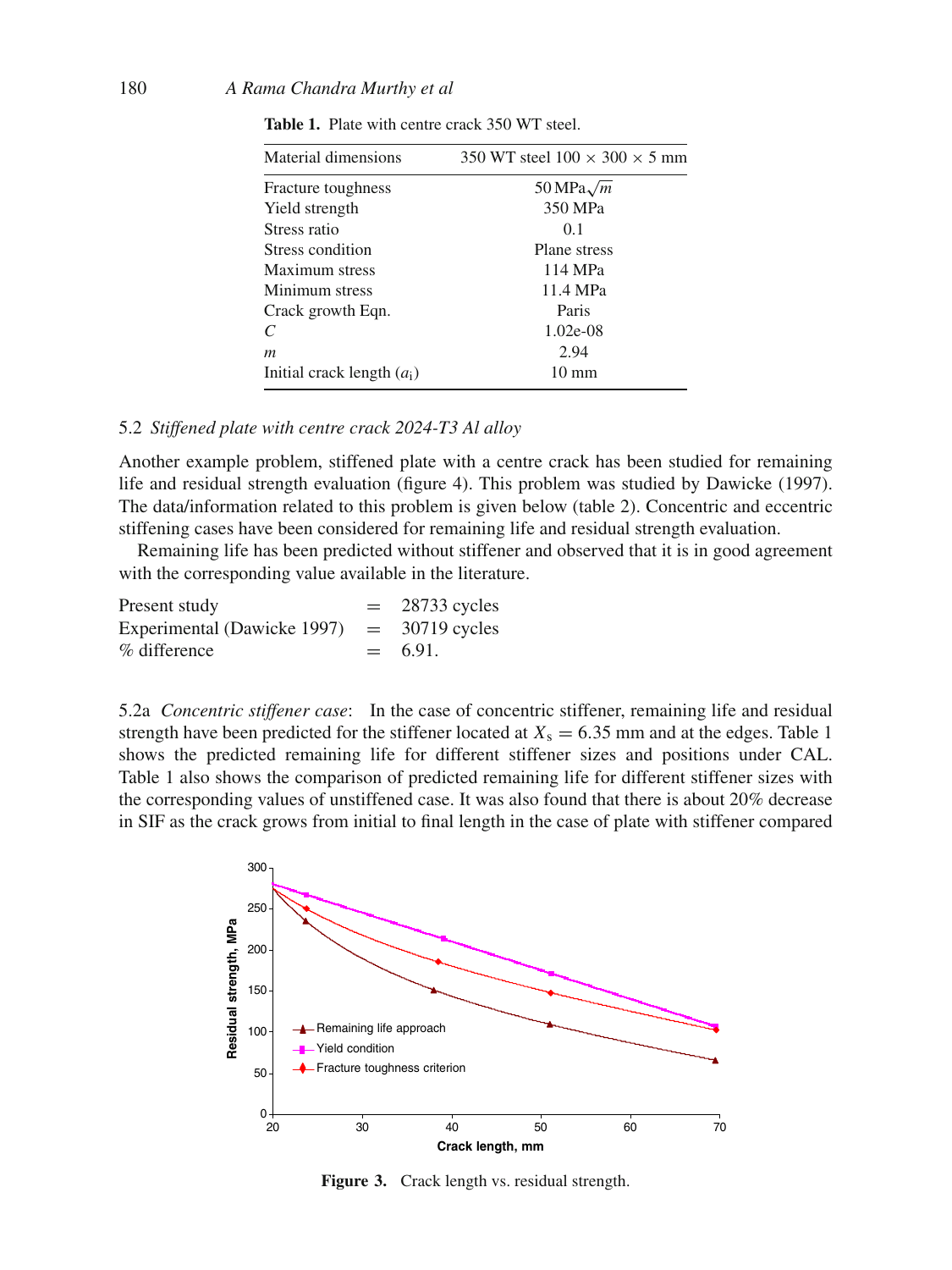**Table 1.** Plate with centre crack 350 WT steel.

| Material dimensions | 350 WT steel 100 × 300 × 5 mm |
|---|---|
| Fracture toughness | $50\,\text{MPa}\sqrt{m}$ |
| Yield strength | 350 MPa |
| Stress ratio | 0.1 |
| Stress condition | Plane stress |
| Maximum stress | 114 MPa |
| Minimum stress | 11.4 MPa |
| Crack growth Eqn. | Paris |
| $C$ | 1.02e-08 |
| $m$ | 2.94 |
| Initial crack length ($a_i$) | 10 mm |

### 5.2 *Stiffened plate with centre crack 2024-T3 Al alloy*

Another example problem, stiffened plate with a centre crack has been studied for remaining life and residual strength evaluation (figure 4). This problem was studied by Dawicke (1997). The data/information related to this problem is given below (table 2). Concentric and eccentric stiffening cases have been considered for remaining life and residual strength evaluation.

Remaining life has been predicted without stiffener and observed that it is in good agreement with the corresponding value available in the literature.

| | | |
|---|---|---|
| Present study | = | 28733 cycles |
| Experimental (Dawicke 1997) | = | 30719 cycles |
| % difference | = | 6.91. |

5.2a *Concentric stiffener case*: In the case of concentric stiffener, remaining life and residual strength have been predicted for the stiffener located at $X_s = 6.35$ mm and at the edges. Table 1 shows the predicted remaining life for different stiffener sizes and positions under CAL. Table 1 also shows the comparison of predicted remaining life for different stiffener sizes with the corresponding values of unstiffened case. It was also found that there is about 20% decrease in SIF as the crack grows from initial to final length in the case of plate with stiffener compared

**Figure 3.** Crack length vs. residual strength.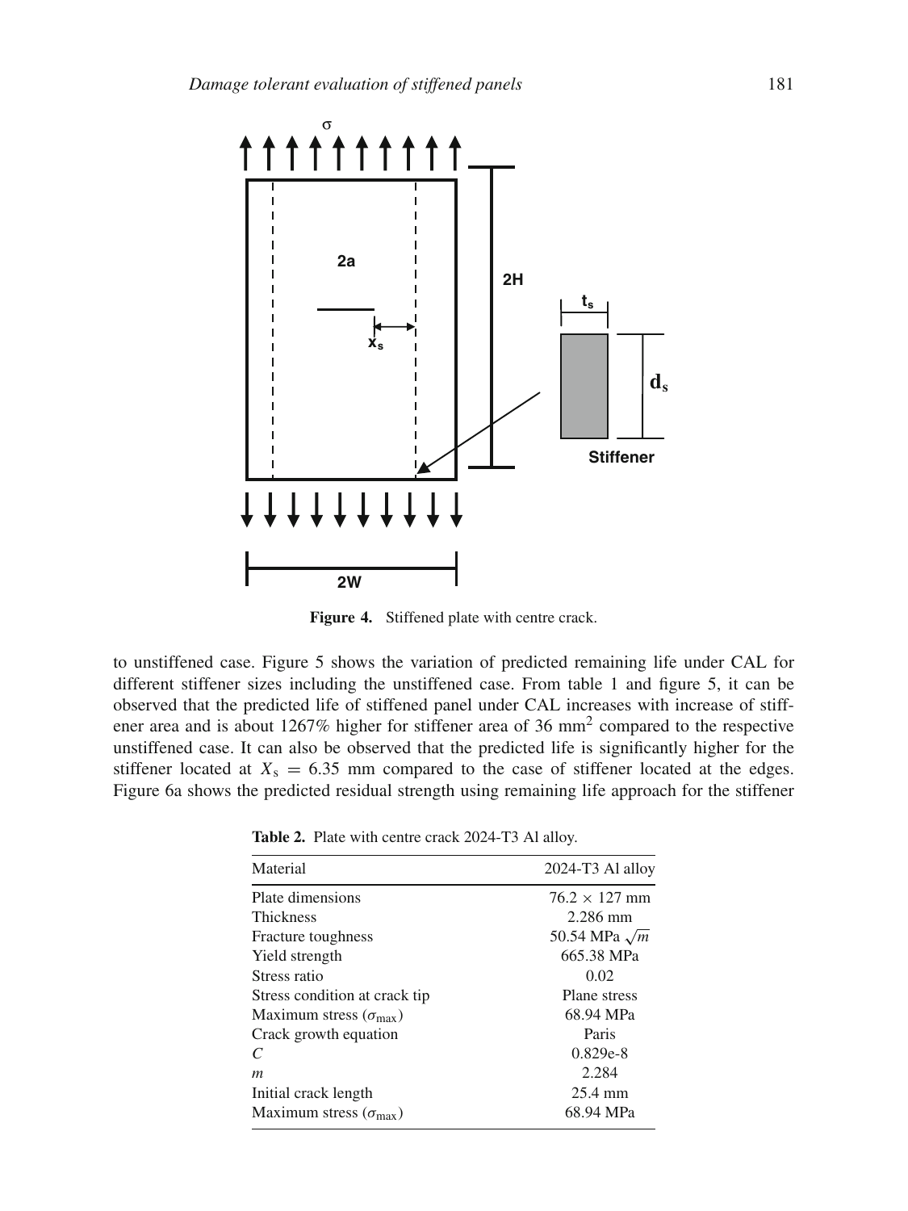**Figure 4.** Stiffened plate with centre crack.

to unstiffened case. Figure 5 shows the variation of predicted remaining life under CAL for different stiffener sizes including the unstiffened case. From table 1 and figure 5, it can be observed that the predicted life of stiffened panel under CAL increases with increase of stiffener area and is about 1267% higher for stiffener area of 36 $\text{mm}^2$ compared to the respective unstiffened case. It can also be observed that the predicted life is significantly higher for the stiffener located at $X_s = 6.35$ mm compared to the case of stiffener located at the edges. Figure 6a shows the predicted residual strength using remaining life approach for the stiffener

**Table 2.** Plate with centre crack 2024-T3 Al alloy.

| Material | 2024-T3 Al alloy |
|---|---|
| Plate dimensions | $76.2 \times 127$ mm |
| Thickness | 2.286 mm |
| Fracture toughness | 50.54 MPa $\sqrt{m}$ |
| Yield strength | 665.38 MPa |
| Stress ratio | 0.02 |
| Stress condition at crack tip | Plane stress |
| Maximum stress ($\sigma_{\max}$) | 68.94 MPa |
| Crack growth equation | Paris |
| $C$ | 0.829e-8 |
| $m$ | 2.284 |
| Initial crack length | 25.4 mm |
| Maximum stress ($\sigma_{\max}$) | 68.94 MPa |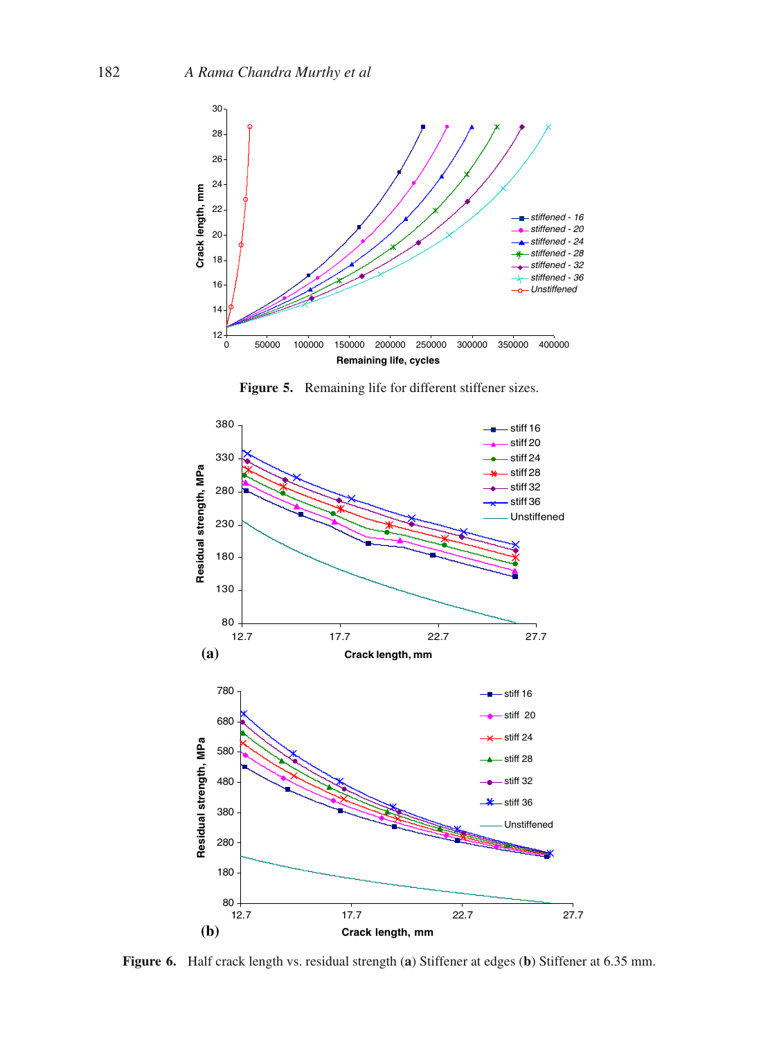**Figure 5.** Remaining life for different stiffener sizes.

**Figure 6.** Half crack length vs. residual strength (**a**) Stiffener at edges (**b**) Stiffener at 6.35 mm.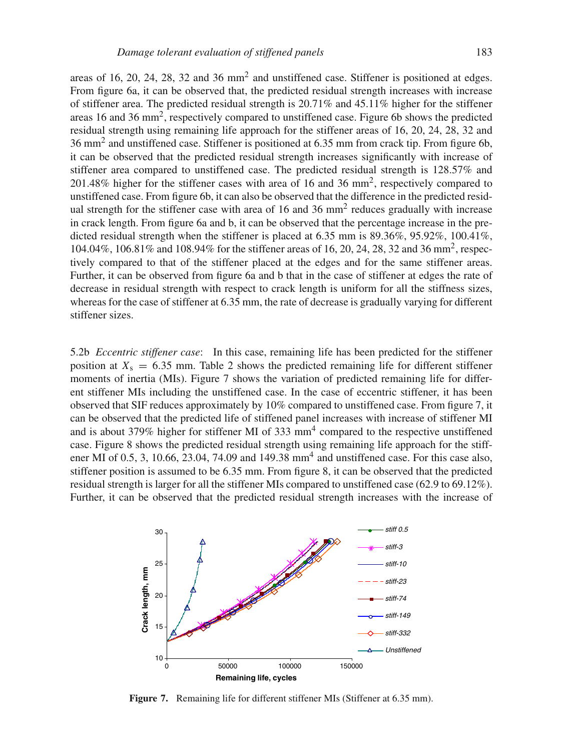areas of 16, 20, 24, 28, 32 and 36 mm$^2$ and unstiffened case. Stiffener is positioned at edges. From figure 6a, it can be observed that, the predicted residual strength increases with increase of stiffener area. The predicted residual strength is 20.71% and 45.11% higher for the stiffener areas 16 and 36 mm$^2$, respectively compared to unstiffened case. Figure 6b shows the predicted residual strength using remaining life approach for the stiffener areas of 16, 20, 24, 28, 32 and 36 mm$^2$ and unstiffened case. Stiffener is positioned at 6.35 mm from crack tip. From figure 6b, it can be observed that the predicted residual strength increases significantly with increase of stiffener area compared to unstiffened case. The predicted residual strength is 128.57% and 201.48% higher for the stiffener cases with area of 16 and 36 mm$^2$, respectively compared to unstiffened case. From figure 6b, it can also be observed that the difference in the predicted residual strength for the stiffener case with area of 16 and 36 mm$^2$ reduces gradually with increase in crack length. From figure 6a and b, it can be observed that the percentage increase in the predicted residual strength when the stiffener is placed at 6.35 mm is 89.36%, 95.92%, 100.41%, 104.04%, 106.81% and 108.94% for the stiffener areas of 16, 20, 24, 28, 32 and 36 mm$^2$, respectively compared to that of the stiffener placed at the edges and for the same stiffener areas. Further, it can be observed from figure 6a and b that in the case of stiffener at edges the rate of decrease in residual strength with respect to crack length is uniform for all the stiffness sizes, whereas for the case of stiffener at 6.35 mm, the rate of decrease is gradually varying for different stiffener sizes.

5.2b *Eccentric stiffener case*: In this case, remaining life has been predicted for the stiffener position at $X_s = 6.35$ mm. Table 2 shows the predicted remaining life for different stiffener moments of inertia (MIs). Figure 7 shows the variation of predicted remaining life for different stiffener MIs including the unstiffened case. In the case of eccentric stiffener, it has been observed that SIF reduces approximately by 10% compared to unstiffened case. From figure 7, it can be observed that the predicted life of stiffened panel increases with increase of stiffener MI and is about 379% higher for stiffener MI of 333 mm$^4$ compared to the respective unstiffened case. Figure 8 shows the predicted residual strength using remaining life approach for the stiffener MI of 0.5, 3, 10.66, 23.04, 74.09 and 149.38 mm$^4$ and unstiffened case. For this case also, stiffener position is assumed to be 6.35 mm. From figure 8, it can be observed that the predicted residual strength is larger for all the stiffener MIs compared to unstiffened case (62.9 to 69.12%). Further, it can be observed that the predicted residual strength increases with the increase of

**Figure 7.** Remaining life for different stiffener MIs (Stiffener at 6.35 mm).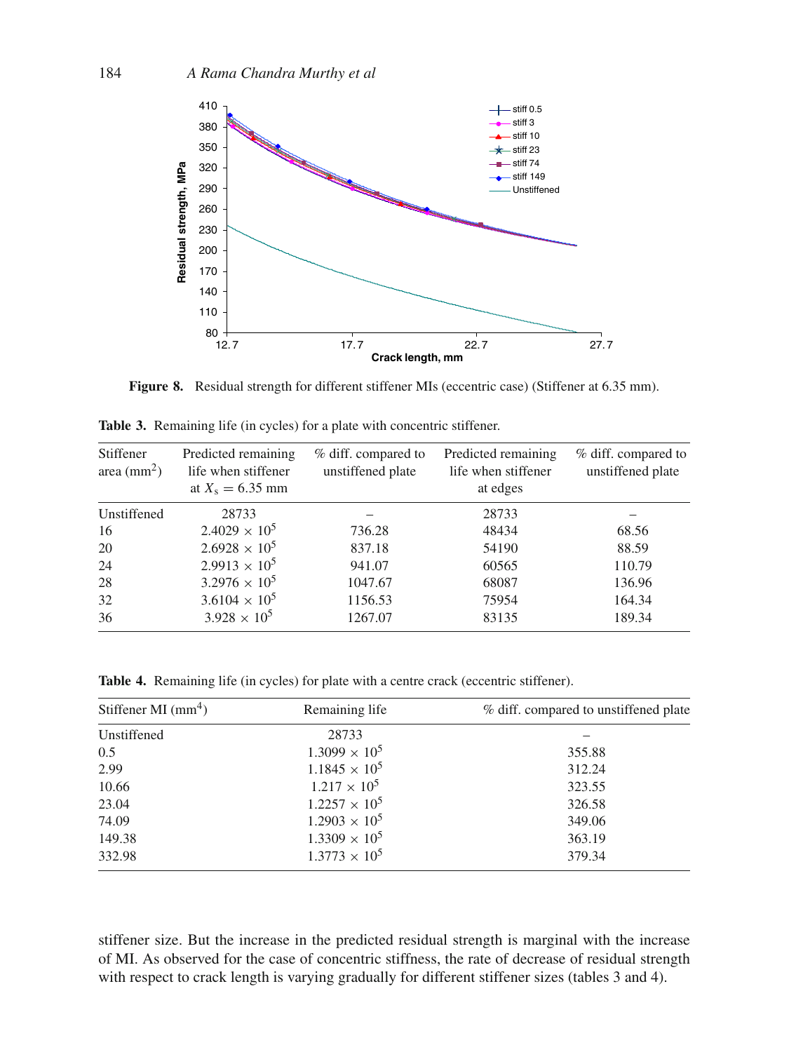**Figure 8.** Residual strength for different stiffener MIs (eccentric case) (Stiffener at 6.35 mm).

**Table 3.** Remaining life (in cycles) for a plate with concentric stiffener.

| Stiffener area ($mm^2$) | Predicted remaining life when stiffener at $X_s = 6.35$ mm | % diff. compared to unstiffened plate | Predicted remaining life when stiffener at edges | % diff. compared to unstiffened plate |
|---|---|---|---|---|
| Unstiffened | 28733 | – | 28733 | – |
| 16 | $2.4029 \times 10^5$ | 736.28 | 48434 | 68.56 |
| 20 | $2.6928 \times 10^5$ | 837.18 | 54190 | 88.59 |
| 24 | $2.9913 \times 10^5$ | 941.07 | 60565 | 110.79 |
| 28 | $3.2976 \times 10^5$ | 1047.67 | 68087 | 136.96 |
| 32 | $3.6104 \times 10^5$ | 1156.53 | 75954 | 164.34 |
| 36 | $3.928 \times 10^5$ | 1267.07 | 83135 | 189.34 |

**Table 4.** Remaining life (in cycles) for plate with a centre crack (eccentric stiffener).

| Stiffener MI ($mm^4$) | Remaining life | % diff. compared to unstiffened plate |
|---|---|---|
| Unstiffened | 28733 | – |
| 0.5 | $1.3099 \times 10^5$ | 355.88 |
| 2.99 | $1.1845 \times 10^5$ | 312.24 |
| 10.66 | $1.217 \times 10^5$ | 323.55 |
| 23.04 | $1.2257 \times 10^5$ | 326.58 |
| 74.09 | $1.2903 \times 10^5$ | 349.06 |
| 149.38 | $1.3309 \times 10^5$ | 363.19 |
| 332.98 | $1.3773 \times 10^5$ | 379.34 |

stiffener size. But the increase in the predicted residual strength is marginal with the increase of MI. As observed for the case of concentric stiffness, the rate of decrease of residual strength with respect to crack length is varying gradually for different stiffener sizes (tables 3 and 4).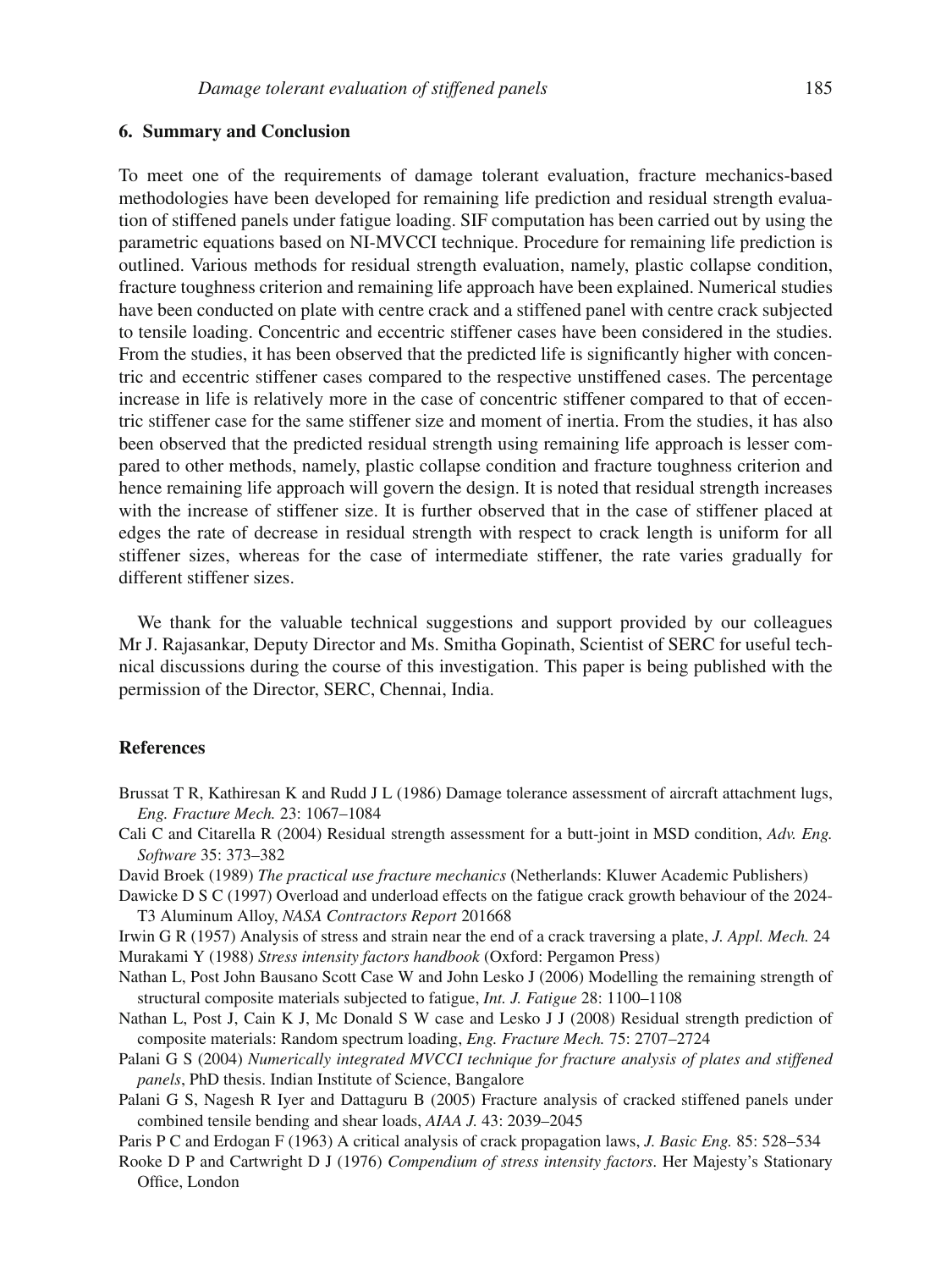## 6. Summary and Conclusion

To meet one of the requirements of damage tolerant evaluation, fracture mechanics-based methodologies have been developed for remaining life prediction and residual strength evaluation of stiffened panels under fatigue loading. SIF computation has been carried out by using the parametric equations based on NI-MVCCI technique. Procedure for remaining life prediction is outlined. Various methods for residual strength evaluation, namely, plastic collapse condition, fracture toughness criterion and remaining life approach have been explained. Numerical studies have been conducted on plate with centre crack and a stiffened panel with centre crack subjected to tensile loading. Concentric and eccentric stiffener cases have been considered in the studies. From the studies, it has been observed that the predicted life is significantly higher with concentric and eccentric stiffener cases compared to the respective unstiffened cases. The percentage increase in life is relatively more in the case of concentric stiffener compared to that of eccentric stiffener case for the same stiffener size and moment of inertia. From the studies, it has also been observed that the predicted residual strength using remaining life approach is lesser compared to other methods, namely, plastic collapse condition and fracture toughness criterion and hence remaining life approach will govern the design. It is noted that residual strength increases with the increase of stiffener size. It is further observed that in the case of stiffener placed at edges the rate of decrease in residual strength with respect to crack length is uniform for all stiffener sizes, whereas for the case of intermediate stiffener, the rate varies gradually for different stiffener sizes.

We thank for the valuable technical suggestions and support provided by our colleagues Mr J. Rajasankar, Deputy Director and Ms. Smitha Gopinath, Scientist of SERC for useful technical discussions during the course of this investigation. This paper is being published with the permission of the Director, SERC, Chennai, India.

## References

Brussat T R, Kathiresan K and Rudd J L (1986) Damage tolerance assessment of aircraft attachment lugs, *Eng. Fracture Mech.* 23: 1067–1084

Cali C and Citarella R (2004) Residual strength assessment for a butt-joint in MSD condition, *Adv. Eng. Software* 35: 373–382

David Broek (1989) *The practical use fracture mechanics* (Netherlands: Kluwer Academic Publishers)

Dawicke D S C (1997) Overload and underload effects on the fatigue crack growth behaviour of the 2024-T3 Aluminum Alloy, *NASA Contractors Report* 201668

Irwin G R (1957) Analysis of stress and strain near the end of a crack traversing a plate, *J. Appl. Mech.* 24

Murakami Y (1988) *Stress intensity factors handbook* (Oxford: Pergamon Press)

Nathan L, Post John Bausano Scott Case W and John Lesko J (2006) Modelling the remaining strength of structural composite materials subjected to fatigue, *Int. J. Fatigue* 28: 1100–1108

Nathan L, Post J, Cain K J, Mc Donald S W case and Lesko J J (2008) Residual strength prediction of composite materials: Random spectrum loading, *Eng. Fracture Mech.* 75: 2707–2724

Palani G S (2004) *Numerically integrated MVCCI technique for fracture analysis of plates and stiffened panels*, PhD thesis. Indian Institute of Science, Bangalore

Palani G S, Nagesh R Iyer and Dattaguru B (2005) Fracture analysis of cracked stiffened panels under combined tensile bending and shear loads, *AIAA J.* 43: 2039–2045

Paris P C and Erdogan F (1963) A critical analysis of crack propagation laws, *J. Basic Eng.* 85: 528–534

Rooke D P and Cartwright D J (1976) *Compendium of stress intensity factors*. Her Majesty's Stationary Office, London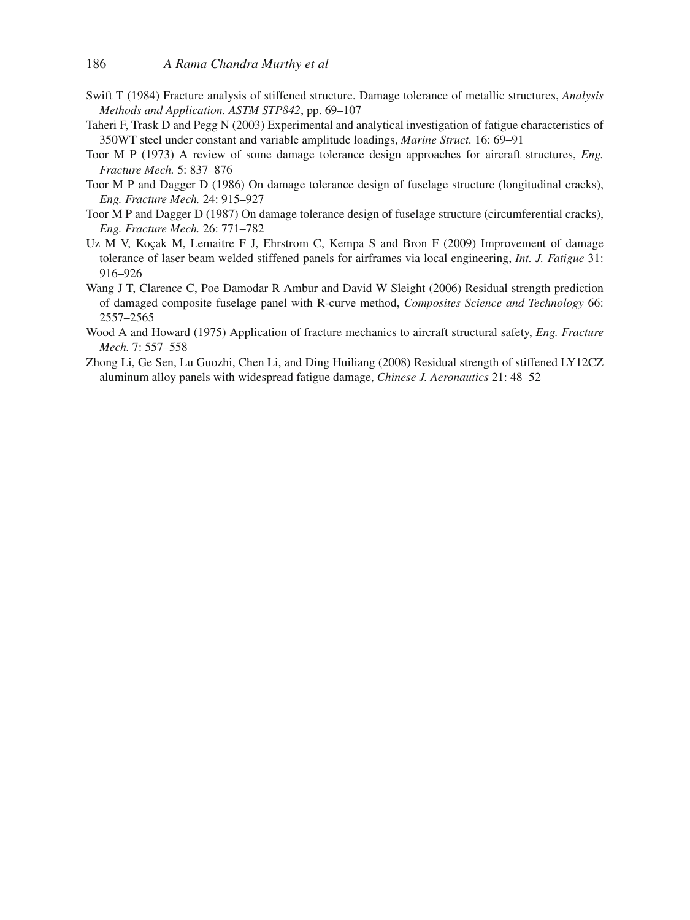Swift T (1984) Fracture analysis of stiffened structure. Damage tolerance of metallic structures, *Analysis Methods and Application. ASTM STP842*, pp. 69–107

Taheri F, Trask D and Pegg N (2003) Experimental and analytical investigation of fatigue characteristics of 350WT steel under constant and variable amplitude loadings, *Marine Struct.* 16: 69–91

Toor M P (1973) A review of some damage tolerance design approaches for aircraft structures, *Eng. Fracture Mech.* 5: 837–876

Toor M P and Dagger D (1986) On damage tolerance design of fuselage structure (longitudinal cracks), *Eng. Fracture Mech.* 24: 915–927

Toor M P and Dagger D (1987) On damage tolerance design of fuselage structure (circumferential cracks), *Eng. Fracture Mech.* 26: 771–782

Uz M V, Koçak M, Lemaitre F J, Ehrstrom C, Kempa S and Bron F (2009) Improvement of damage tolerance of laser beam welded stiffened panels for airframes via local engineering, *Int. J. Fatigue* 31: 916–926

Wang J T, Clarence C, Poe Damodar R Ambur and David W Sleight (2006) Residual strength prediction of damaged composite fuselage panel with R-curve method, *Composites Science and Technology* 66: 2557–2565

Wood A and Howard (1975) Application of fracture mechanics to aircraft structural safety, *Eng. Fracture Mech.* 7: 557–558

Zhong Li, Ge Sen, Lu Guozhi, Chen Li, and Ding Huiliang (2008) Residual strength of stiffened LY12CZ aluminum alloy panels with widespread fatigue damage, *Chinese J. Aeronautics* 21: 48–52